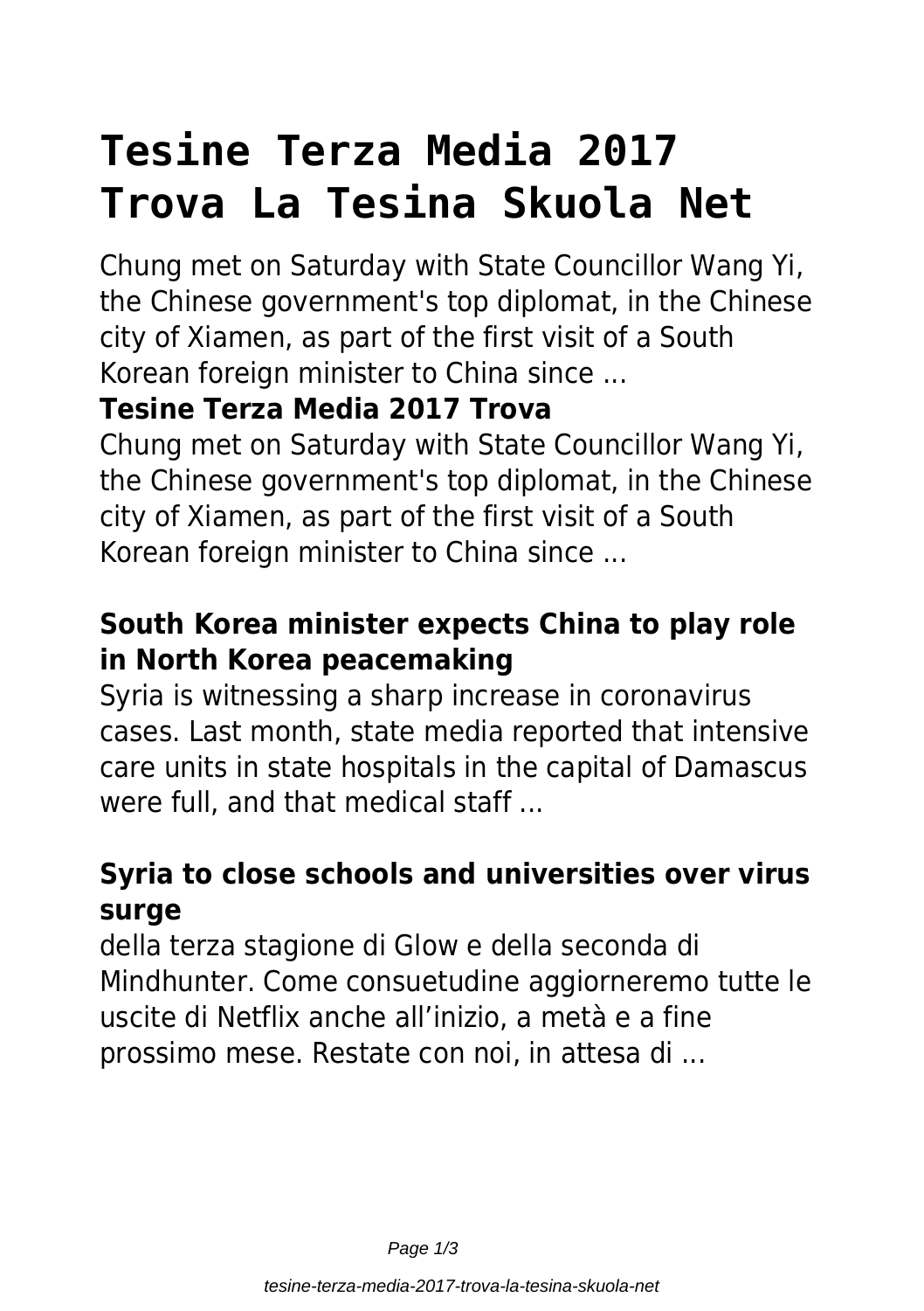# Tesine Terza Media 2017 Trova La Tesina Skuola Net

Chung met on Saturday with State Councillor Wang Yi, the Chinese government's top diplomat, in the Chinese city of Xiamen, as part of the first visit of a South Korean foreign minister to China since ...

### Tesine Terza Media 2017 Trova

Chung met on Saturday with State Councillor Wang Yi, the Chinese government's top diplomat, in the Chinese city of Xiamen, as part of the first visit of a South Korean foreign minister to China since ...

### South Korea minister expects China to play role in North Korea peacemaking

Syria is witnessing a sharp increase in coronavirus cases. Last month, state media reported that intensive care units in state hospitals in the capital of Damascus were full, and that medical staff ...

### Syria to close schools and universities over virus surge

della terza stagione di Glow e della seconda di Mindhunter. Come consuetudine aggiorneremo tutte le uscite di Netflix anche all'inizio, a metà e a fine prossimo mese. Restate con noi, in attesa di ...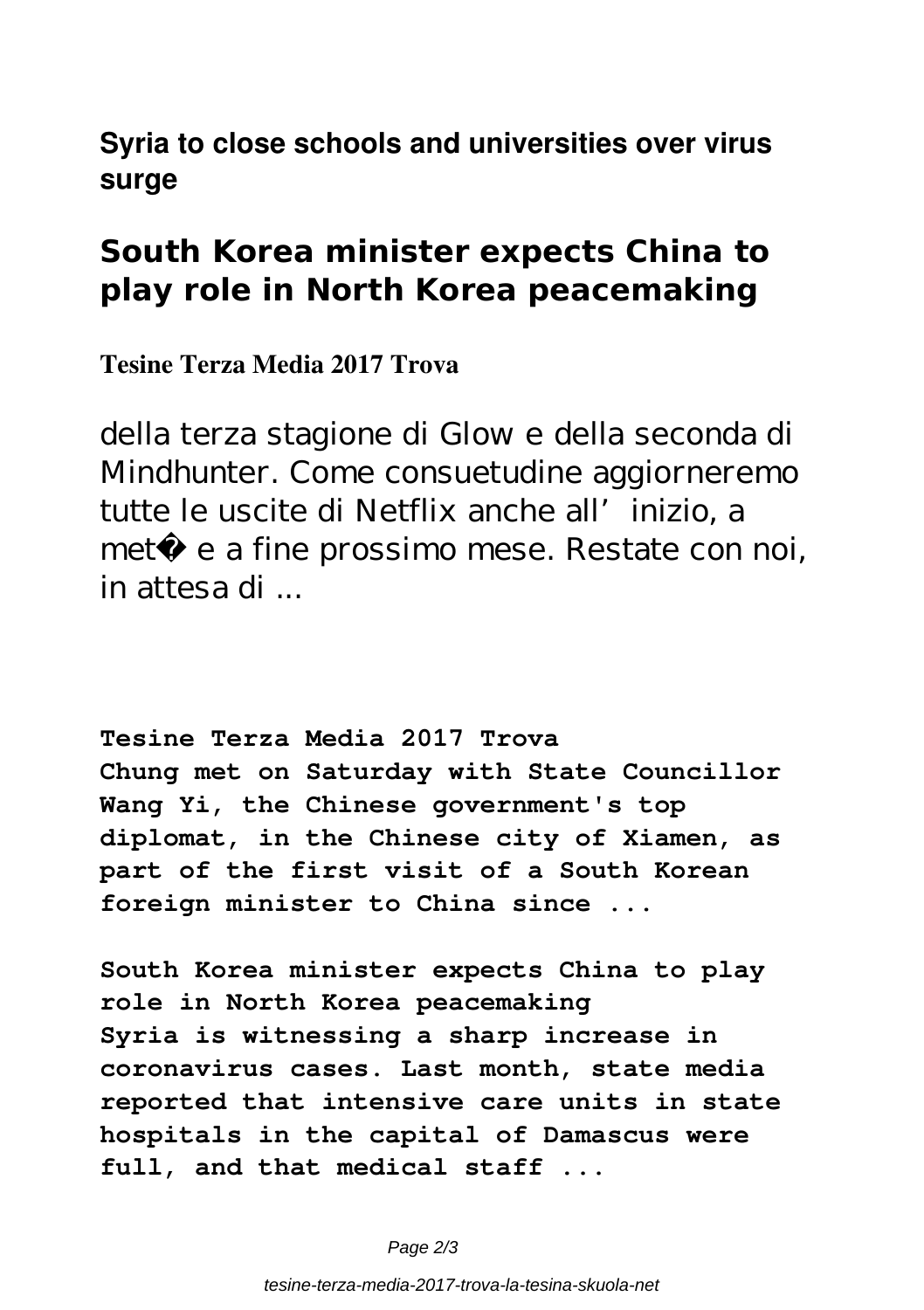**Syria to close schools and universities over virus surge**

## South Korea minister expects China to play role in North Korea peacemaking

**Tesine Terza Media 2017 Trova**

della terza stagione di Glow e della seconda di Mindhunter. Come consuetudine aggiorneremo tutte le uscite di Netflix anche all' inizio, a met� e a fine prossimo mese. Restate con noi, in attesa di ...

**Tesine Terza Media 2017 Trova**
**Chung met on Saturday with State Councillor Wang Yi, the Chinese government's top diplomat, in the Chinese city of Xiamen, as part of the first visit of a South Korean foreign minister to China since ...**

**South Korea minister expects China to play role in North Korea peacemaking**
**Syria is witnessing a sharp increase in coronavirus cases. Last month, state media reported that intensive care units in state hospitals in the capital of Damascus were full, and that medical staff ...**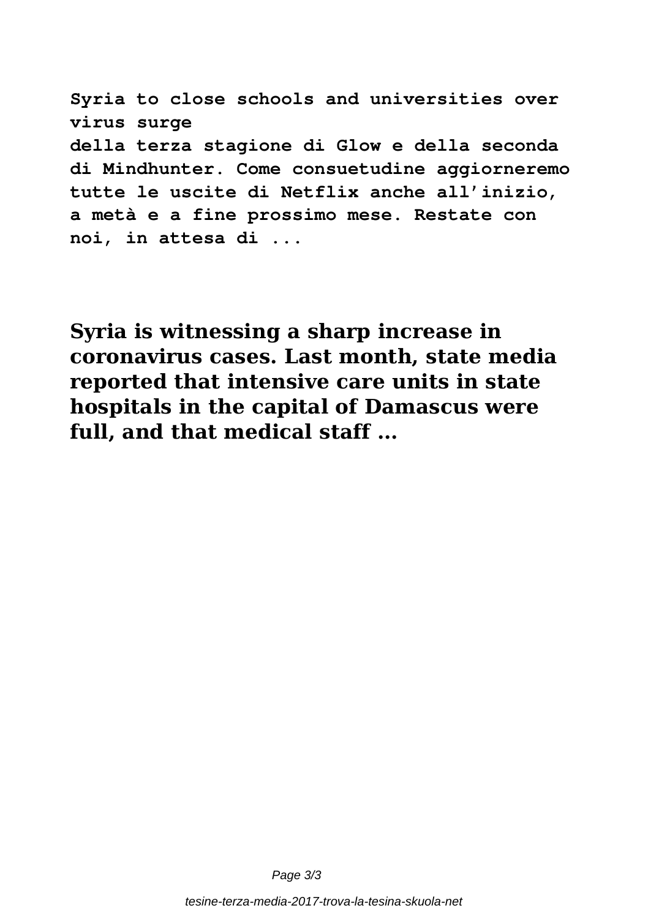**Syria to close schools and universities over virus surge**
**della terza stagione di Glow e della seconda di Mindhunter. Come consuetudine aggiorneremo tutte le uscite di Netflix anche all'inizio, a metà e a fine prossimo mese. Restate con noi, in attesa di ...**

**Syria is witnessing a sharp increase in coronavirus cases. Last month, state media reported that intensive care units in state hospitals in the capital of Damascus were full, and that medical staff ...**